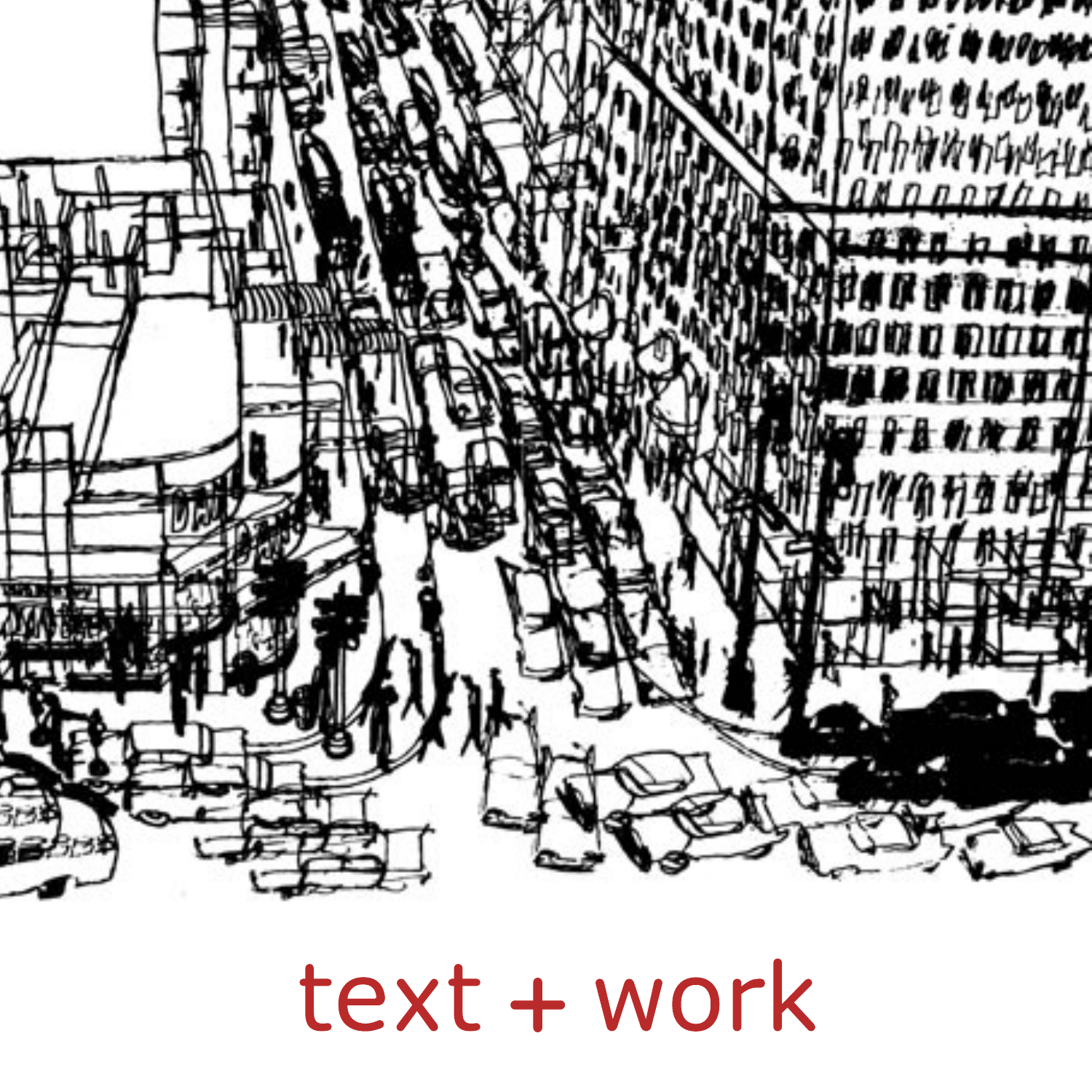text + work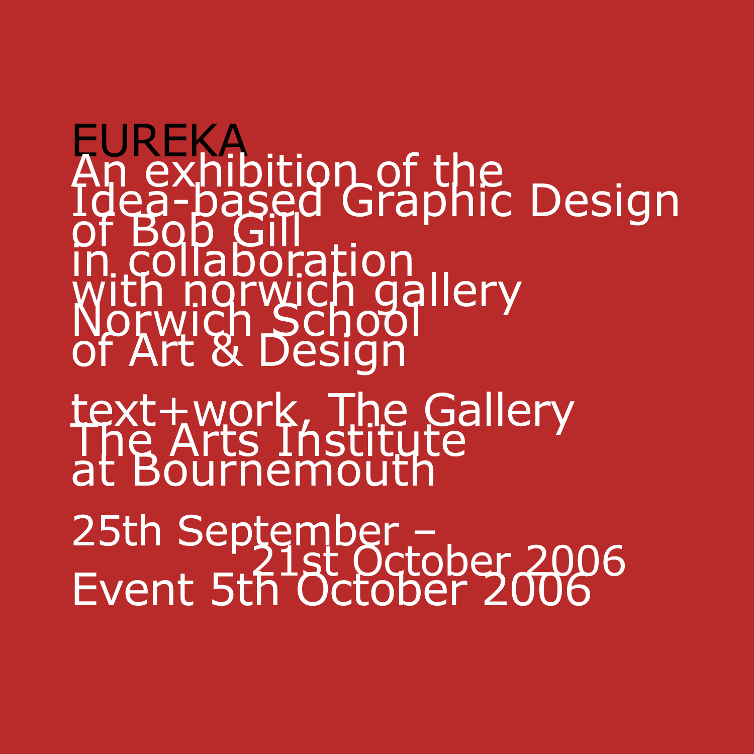# EUREKA

An exhibition of the
Idea-based Graphic Design
of Bob Gill
in collaboration
with norwich gallery
Norwich School
of Art & Design

text+work, The Gallery
The Arts Institute
at Bournemouth

25th September –
21st October 2006
Event 5th October 2006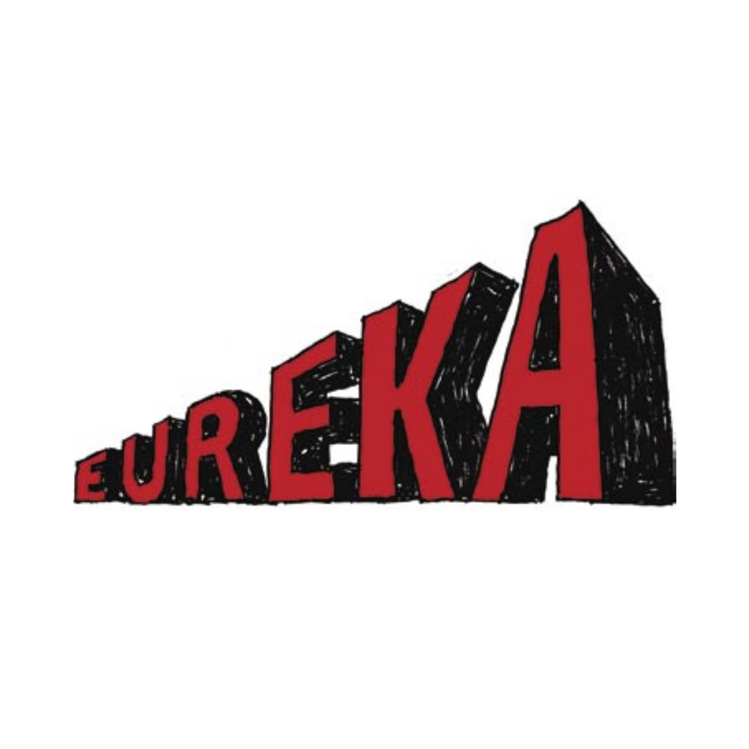EUREKA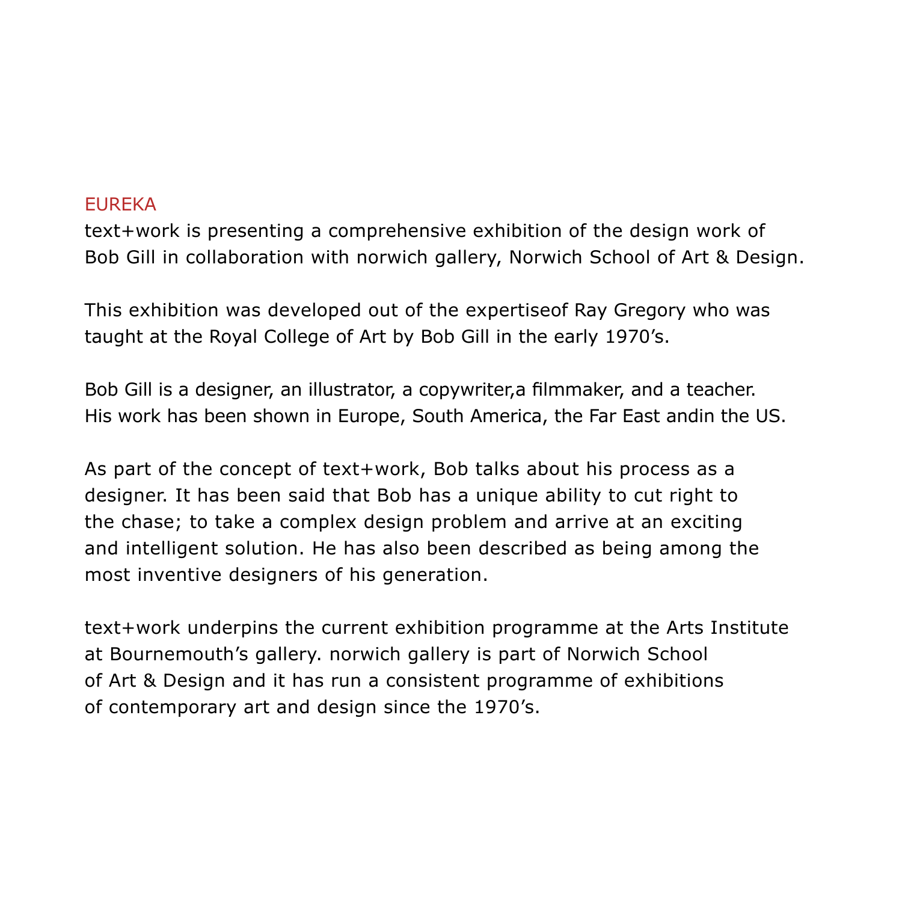## EUREKA

text+work is presenting a comprehensive exhibition of the design work of Bob Gill in collaboration with norwich gallery, Norwich School of Art & Design.

This exhibition was developed out of the expertiseof Ray Gregory who was taught at the Royal College of Art by Bob Gill in the early 1970's.

Bob Gill is a designer, an illustrator, a copywriter,a filmmaker, and a teacher. His work has been shown in Europe, South America, the Far East andin the US.

As part of the concept of text+work, Bob talks about his process as a designer. It has been said that Bob has a unique ability to cut right to the chase; to take a complex design problem and arrive at an exciting and intelligent solution. He has also been described as being among the most inventive designers of his generation.

text+work underpins the current exhibition programme at the Arts Institute at Bournemouth's gallery. norwich gallery is part of Norwich School of Art & Design and it has run a consistent programme of exhibitions of contemporary art and design since the 1970's.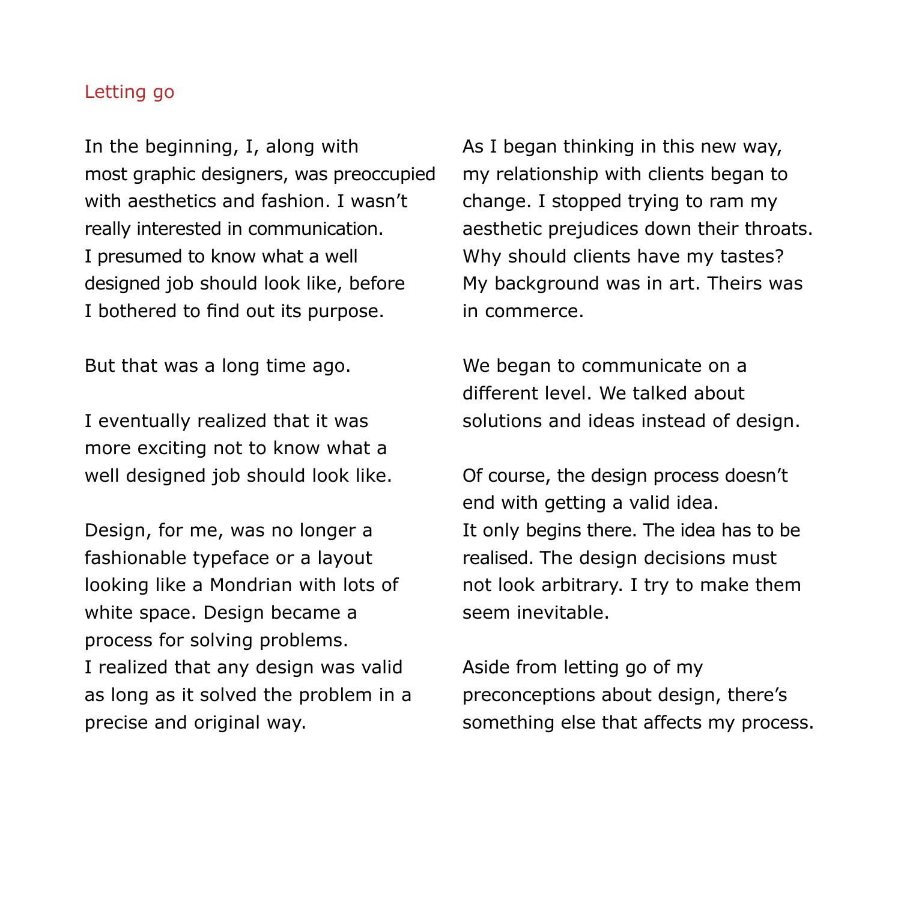## Letting go

In the beginning, I, along with most graphic designers, was preoccupied with aesthetics and fashion. I wasn't really interested in communication. I presumed to know what a well designed job should look like, before I bothered to find out its purpose.

But that was a long time ago.

I eventually realized that it was more exciting not to know what a well designed job should look like.

Design, for me, was no longer a fashionable typeface or a layout looking like a Mondrian with lots of white space. Design became a process for solving problems. I realized that any design was valid as long as it solved the problem in a precise and original way.

As I began thinking in this new way, my relationship with clients began to change. I stopped trying to ram my aesthetic prejudices down their throats. Why should clients have my tastes? My background was in art. Theirs was in commerce.

We began to communicate on a different level. We talked about solutions and ideas instead of design.

Of course, the design process doesn't end with getting a valid idea. It only begins there. The idea has to be realised. The design decisions must not look arbitrary. I try to make them seem inevitable.

Aside from letting go of my preconceptions about design, there's something else that affects my process.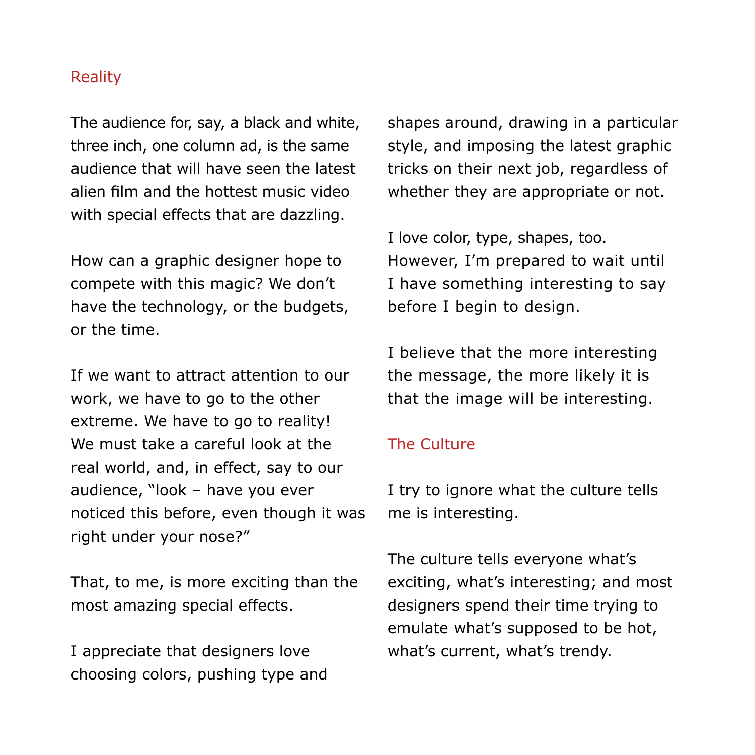## Reality

The audience for, say, a black and white, three inch, one column ad, is the same audience that will have seen the latest alien film and the hottest music video with special effects that are dazzling.

How can a graphic designer hope to compete with this magic? We don't have the technology, or the budgets, or the time.

If we want to attract attention to our work, we have to go to the other extreme. We have to go to reality! We must take a careful look at the real world, and, in effect, say to our audience, "look – have you ever noticed this before, even though it was right under your nose?"

That, to me, is more exciting than the most amazing special effects.

I appreciate that designers love choosing colors, pushing type and shapes around, drawing in a particular style, and imposing the latest graphic tricks on their next job, regardless of whether they are appropriate or not.

I love color, type, shapes, too. However, I'm prepared to wait until I have something interesting to say before I begin to design.

I believe that the more interesting the message, the more likely it is that the image will be interesting.

## The Culture

I try to ignore what the culture tells me is interesting.

The culture tells everyone what's exciting, what's interesting; and most designers spend their time trying to emulate what's supposed to be hot, what's current, what's trendy.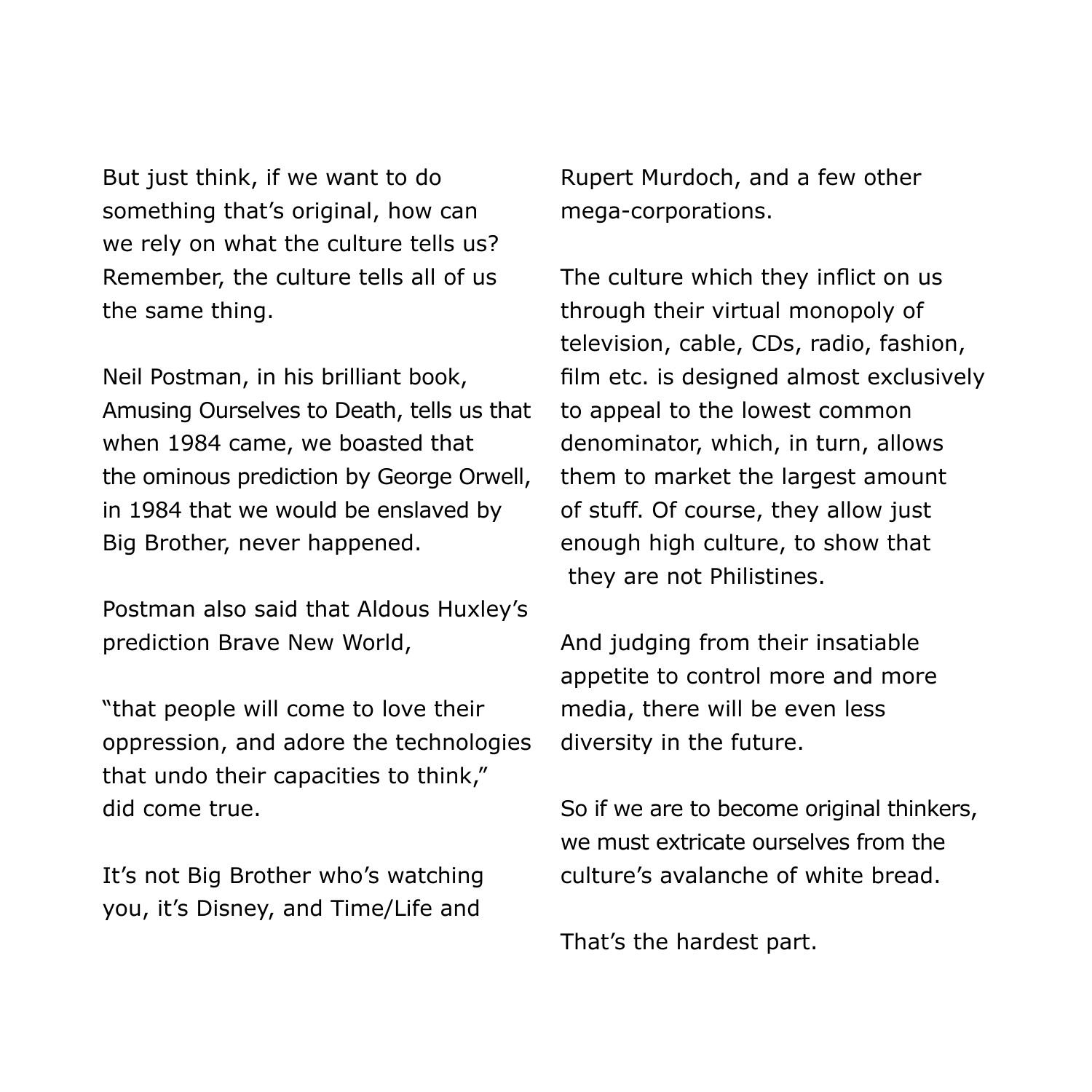But just think, if we want to do something that's original, how can we rely on what the culture tells us? Remember, the culture tells all of us the same thing.

Neil Postman, in his brilliant book, Amusing Ourselves to Death, tells us that when 1984 came, we boasted that the ominous prediction by George Orwell, in 1984 that we would be enslaved by Big Brother, never happened.

Postman also said that Aldous Huxley's prediction Brave New World,

"that people will come to love their oppression, and adore the technologies that undo their capacities to think," did come true.

It's not Big Brother who's watching you, it's Disney, and Time/Life and Rupert Murdoch, and a few other mega-corporations.

The culture which they inflict on us through their virtual monopoly of television, cable, CDs, radio, fashion, film etc. is designed almost exclusively to appeal to the lowest common denominator, which, in turn, allows them to market the largest amount of stuff. Of course, they allow just enough high culture, to show that they are not Philistines.

And judging from their insatiable appetite to control more and more media, there will be even less diversity in the future.

So if we are to become original thinkers, we must extricate ourselves from the culture's avalanche of white bread.

That's the hardest part.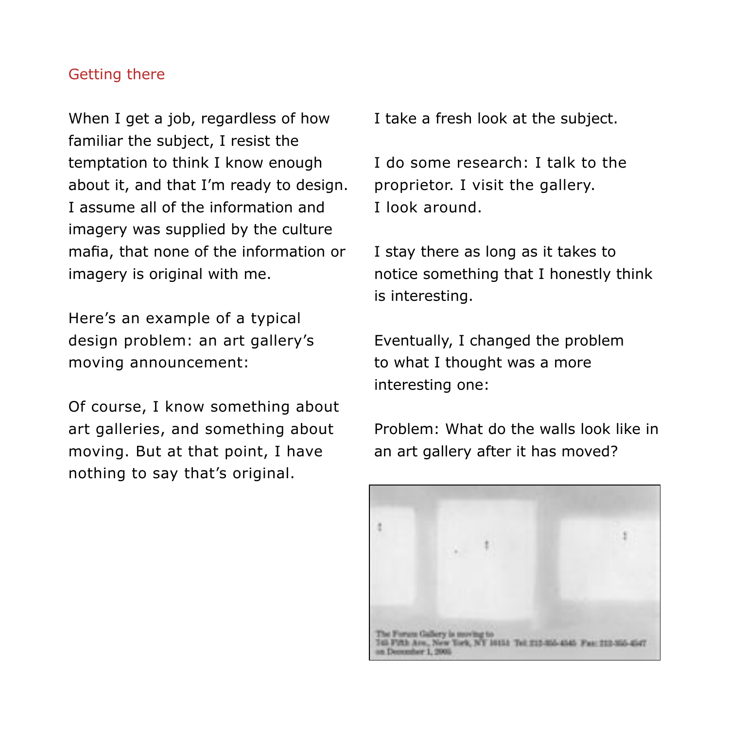## Getting there

When I get a job, regardless of how familiar the subject, I resist the temptation to think I know enough about it, and that I'm ready to design. I assume all of the information and imagery was supplied by the culture mafia, that none of the information or imagery is original with me.

Here's an example of a typical design problem: an art gallery's moving announcement:

Of course, I know something about art galleries, and something about moving. But at that point, I have nothing to say that's original.

I take a fresh look at the subject.

I do some research: I talk to the proprietor. I visit the gallery. I look around.

I stay there as long as it takes to notice something that I honestly think is interesting.

Eventually, I changed the problem to what I thought was a more interesting one:

Problem: What do the walls look like in an art gallery after it has moved?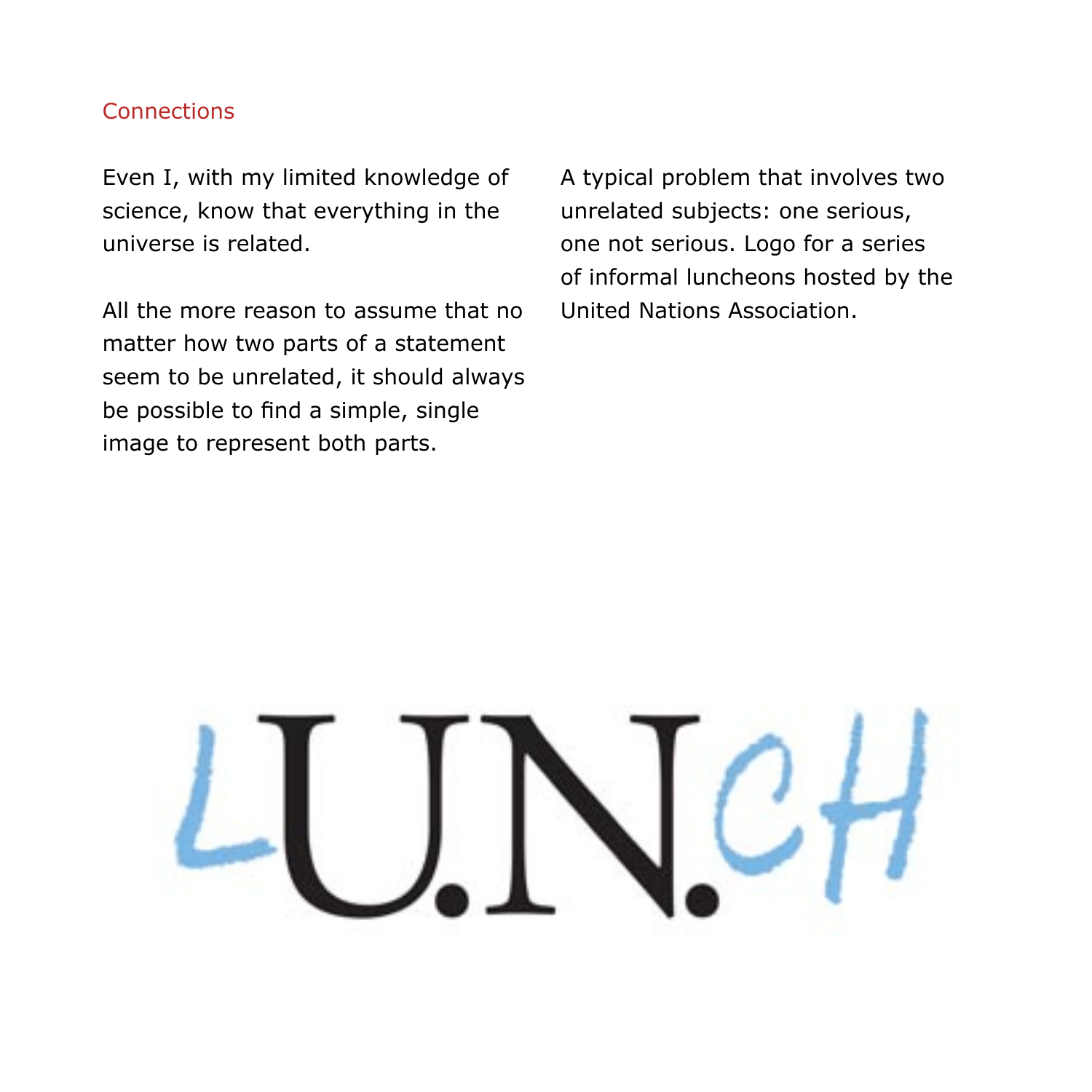## Connections

Even I, with my limited knowledge of science, know that everything in the universe is related.

All the more reason to assume that no matter how two parts of a statement seem to be unrelated, it should always be possible to find a simple, single image to represent both parts.

A typical problem that involves two unrelated subjects: one serious, one not serious. Logo for a series of informal luncheons hosted by the United Nations Association.

LU.N.CH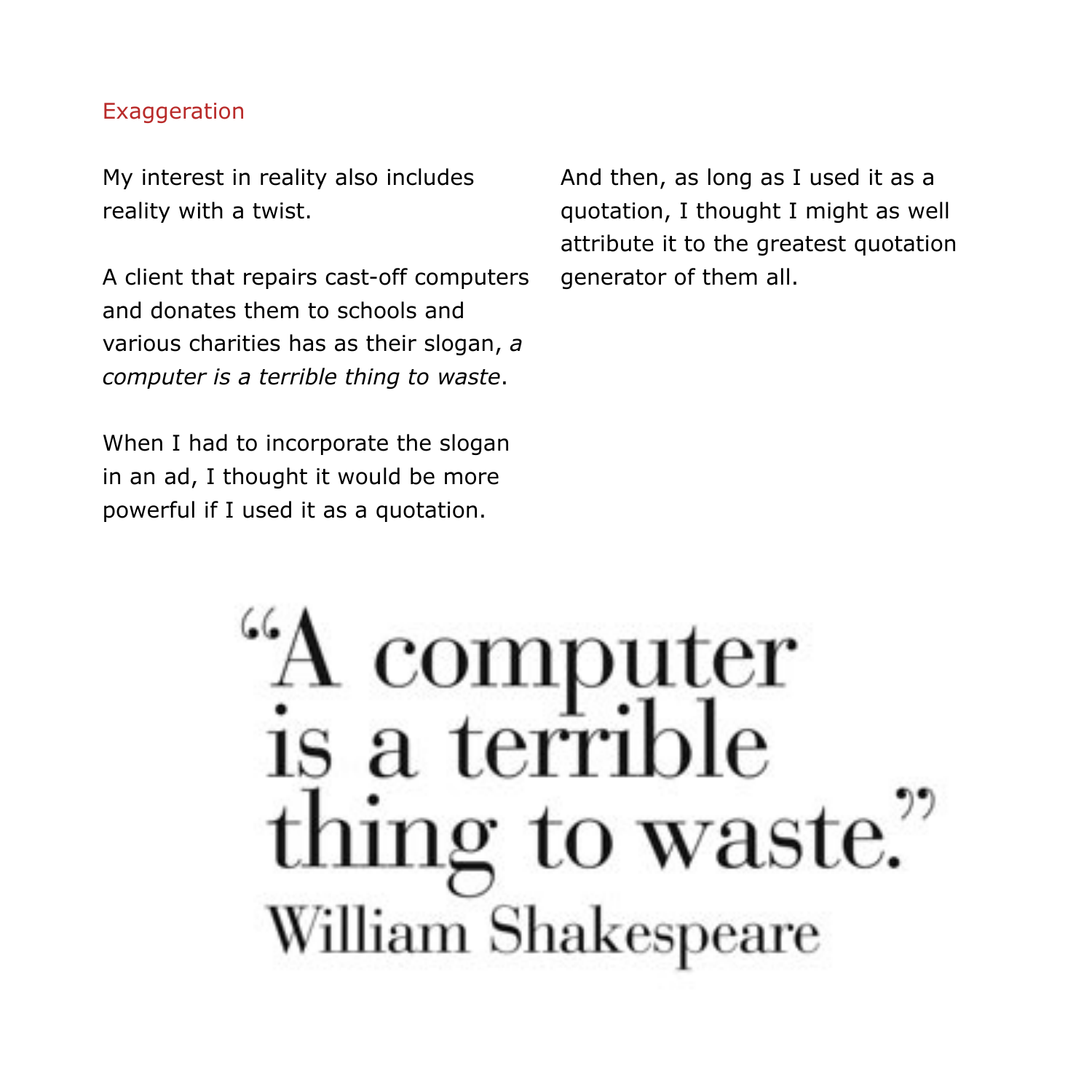## Exaggeration

My interest in reality also includes reality with a twist.

A client that repairs cast-off computers and donates them to schools and various charities has as their slogan, *a computer is a terrible thing to waste*.

When I had to incorporate the slogan in an ad, I thought it would be more powerful if I used it as a quotation.

And then, as long as I used it as a quotation, I thought I might as well attribute it to the greatest quotation generator of them all.

"A computer is a terrible thing to waste."
William Shakespeare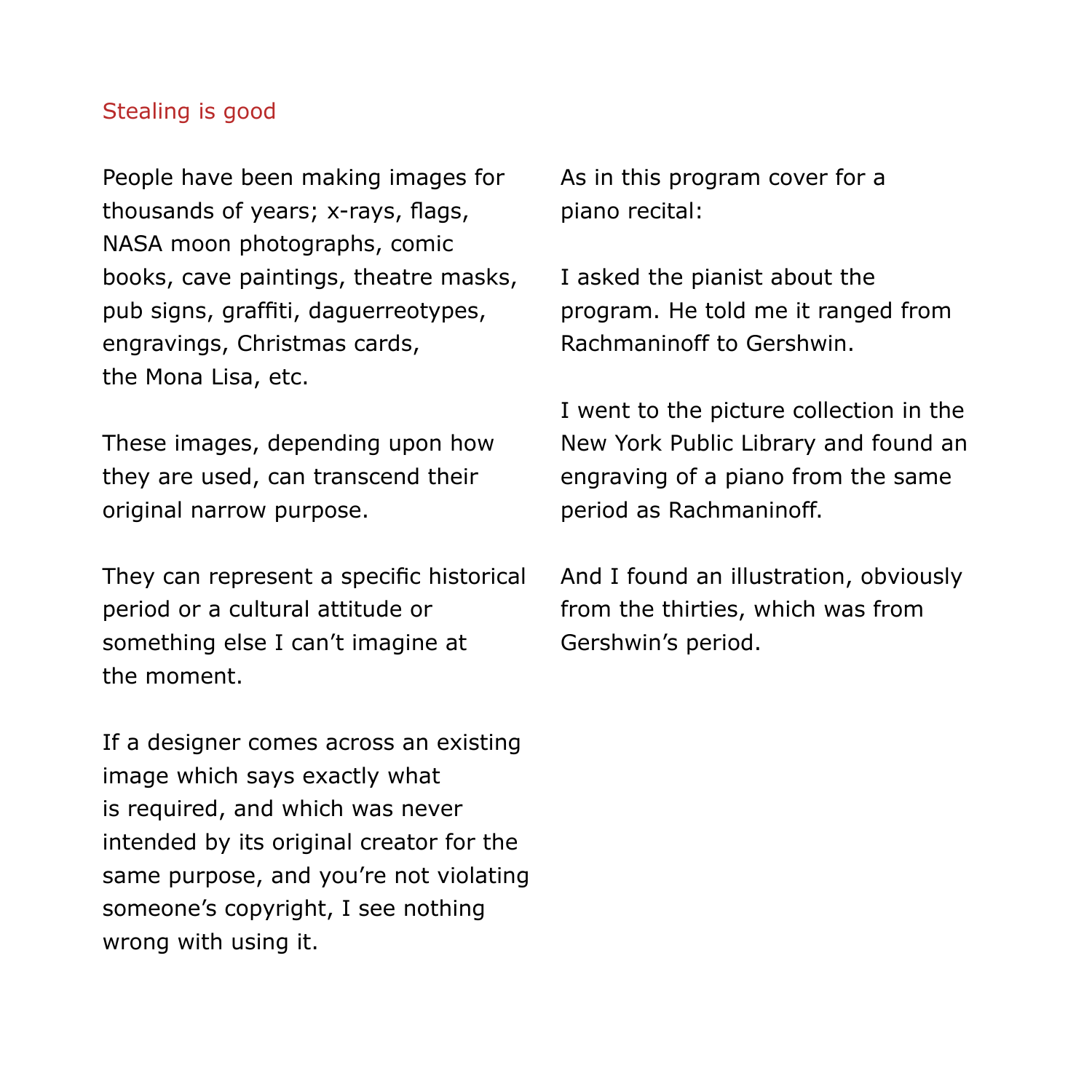## Stealing is good

People have been making images for thousands of years; x-rays, flags, NASA moon photographs, comic books, cave paintings, theatre masks, pub signs, graffiti, daguerreotypes, engravings, Christmas cards, the Mona Lisa, etc.

These images, depending upon how they are used, can transcend their original narrow purpose.

They can represent a specific historical period or a cultural attitude or something else I can't imagine at the moment.

If a designer comes across an existing image which says exactly what is required, and which was never intended by its original creator for the same purpose, and you're not violating someone's copyright, I see nothing wrong with using it.

As in this program cover for a piano recital:

I asked the pianist about the program. He told me it ranged from Rachmaninoff to Gershwin.

I went to the picture collection in the New York Public Library and found an engraving of a piano from the same period as Rachmaninoff.

And I found an illustration, obviously from the thirties, which was from Gershwin's period.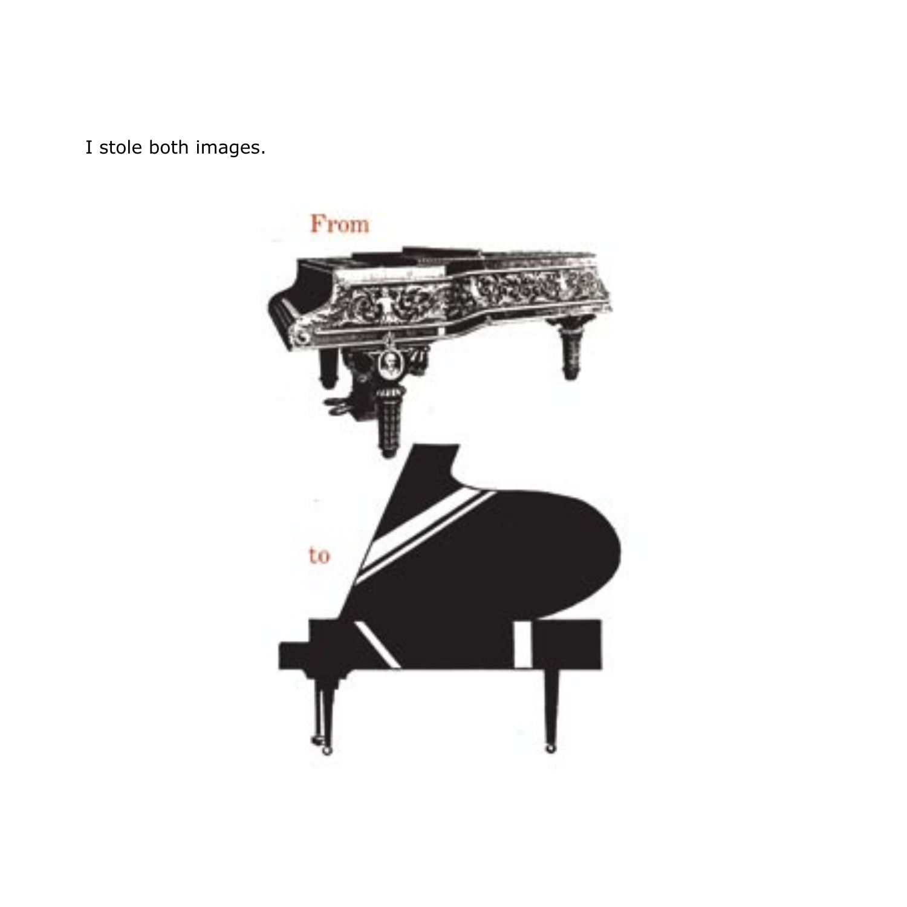I stole both images.

From

to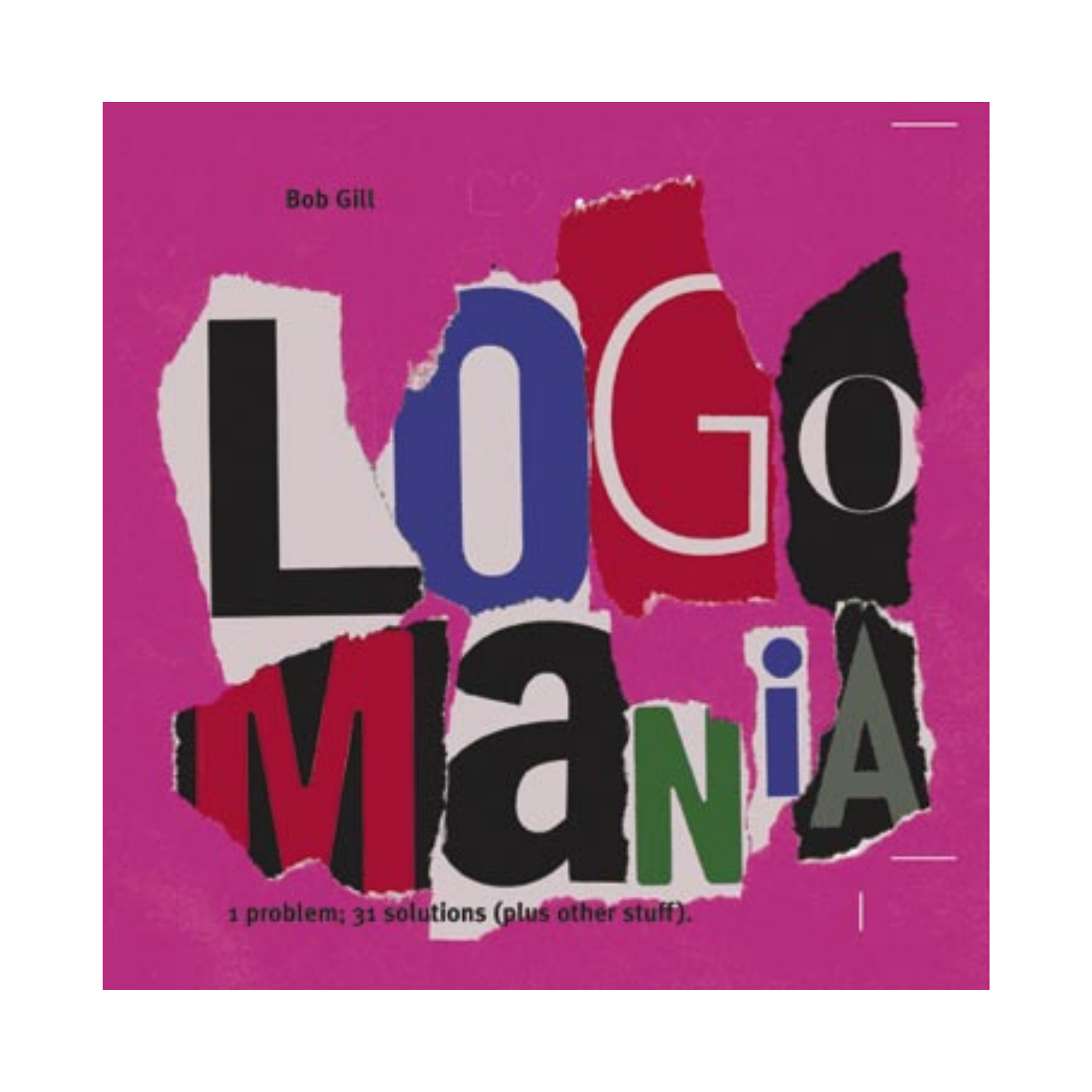Bob Gill

# LOGO MANIA

1 problem; 31 solutions (plus other stuff).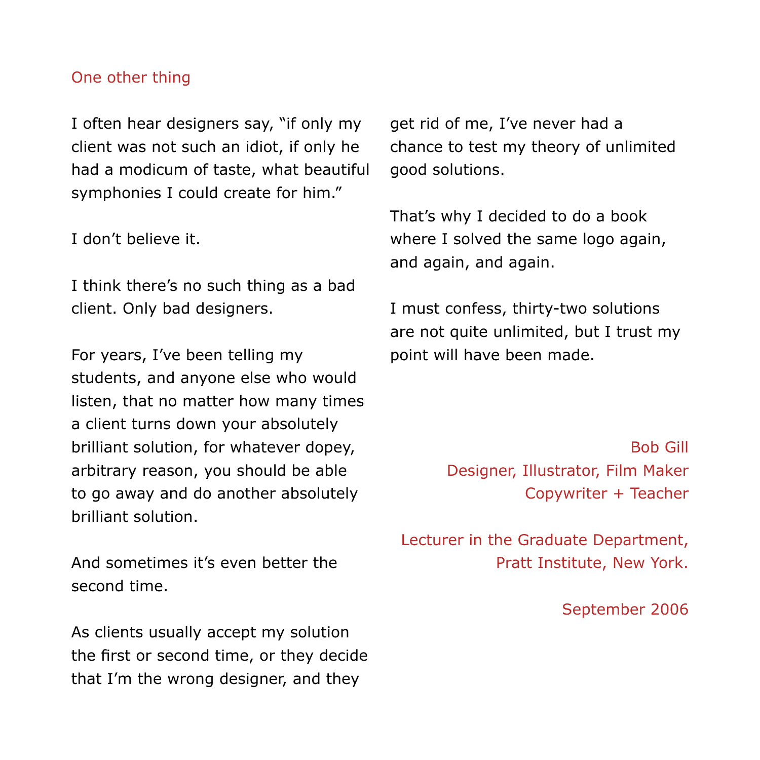## One other thing

I often hear designers say, "if only my client was not such an idiot, if only he had a modicum of taste, what beautiful symphonies I could create for him."

I don't believe it.

I think there's no such thing as a bad client. Only bad designers.

For years, I've been telling my students, and anyone else who would listen, that no matter how many times a client turns down your absolutely brilliant solution, for whatever dopey, arbitrary reason, you should be able to go away and do another absolutely brilliant solution.

And sometimes it's even better the second time.

As clients usually accept my solution the first or second time, or they decide that I'm the wrong designer, and they get rid of me, I've never had a chance to test my theory of unlimited good solutions.

That's why I decided to do a book where I solved the same logo again, and again, and again.

I must confess, thirty-two solutions are not quite unlimited, but I trust my point will have been made.

Bob Gill
Designer, Illustrator, Film Maker
Copywriter + Teacher

Lecturer in the Graduate Department,
Pratt Institute, New York.

September 2006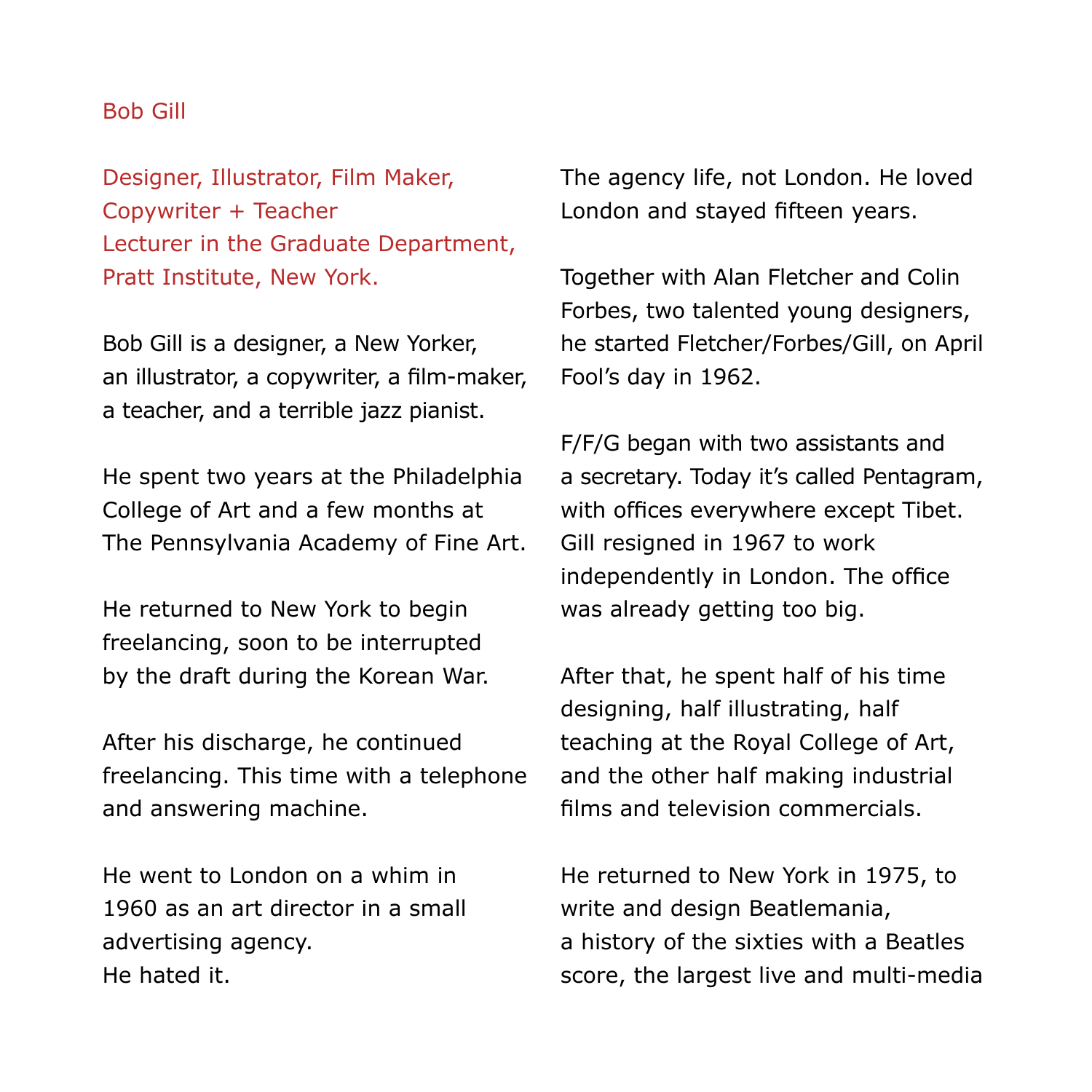Bob Gill

Designer, Illustrator, Film Maker, Copywriter + Teacher
Lecturer in the Graduate Department, Pratt Institute, New York.

Bob Gill is a designer, a New Yorker, an illustrator, a copywriter, a film-maker, a teacher, and a terrible jazz pianist.

He spent two years at the Philadelphia College of Art and a few months at The Pennsylvania Academy of Fine Art.

He returned to New York to begin freelancing, soon to be interrupted by the draft during the Korean War.

After his discharge, he continued freelancing. This time with a telephone and answering machine.

He went to London on a whim in 1960 as an art director in a small advertising agency.
He hated it.

The agency life, not London. He loved London and stayed fifteen years.

Together with Alan Fletcher and Colin Forbes, two talented young designers, he started Fletcher/Forbes/Gill, on April Fool's day in 1962.

F/F/G began with two assistants and a secretary. Today it's called Pentagram, with offices everywhere except Tibet. Gill resigned in 1967 to work independently in London. The office was already getting too big.

After that, he spent half of his time designing, half illustrating, half teaching at the Royal College of Art, and the other half making industrial films and television commercials.

He returned to New York in 1975, to write and design Beatlemania, a history of the sixties with a Beatles score, the largest live and multi-media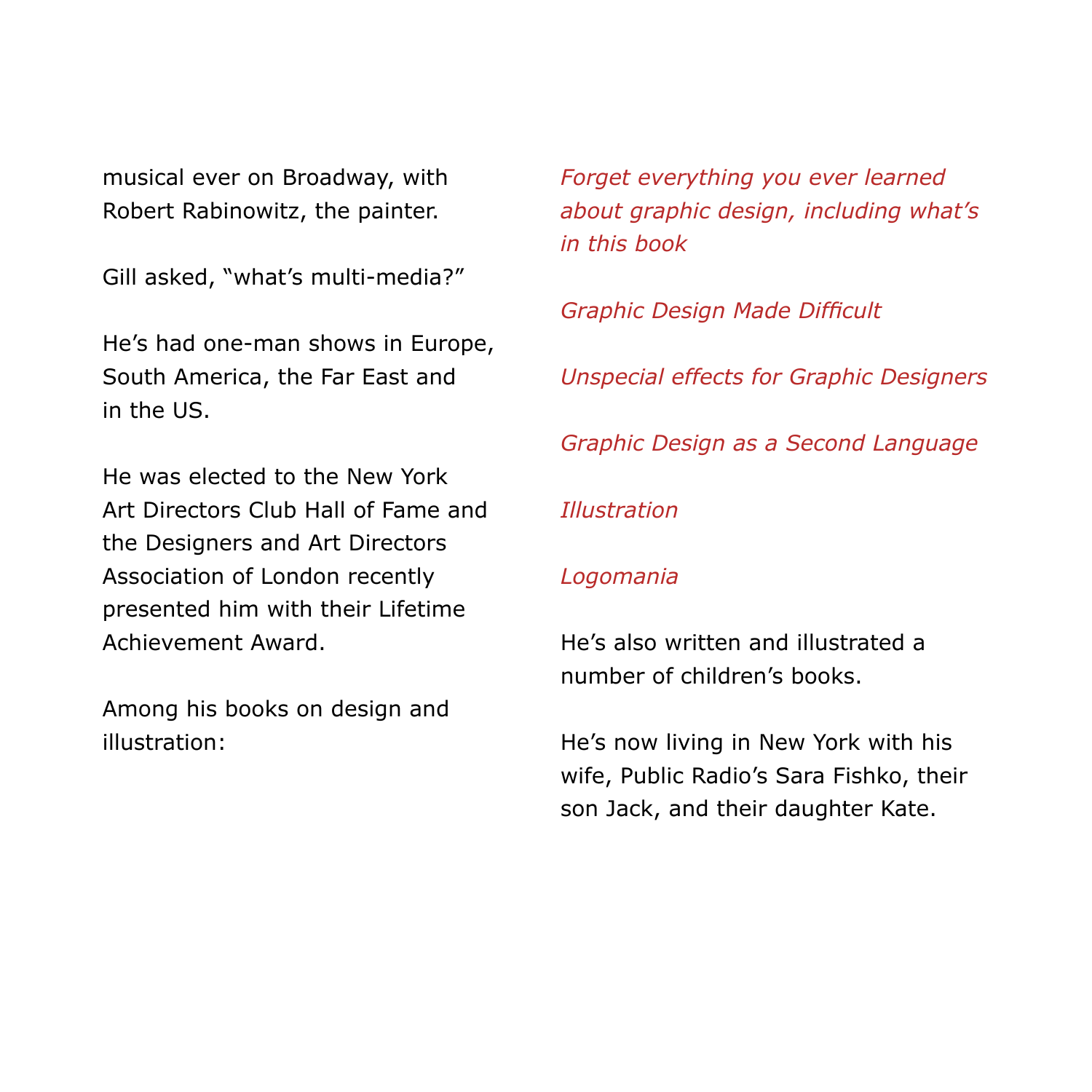musical ever on Broadway, with Robert Rabinowitz, the painter.

Gill asked, "what's multi-media?"

He's had one-man shows in Europe, South America, the Far East and in the US.

He was elected to the New York Art Directors Club Hall of Fame and the Designers and Art Directors Association of London recently presented him with their Lifetime Achievement Award.

Among his books on design and illustration:

*Forget everything you ever learned about graphic design, including what's in this book*

*Graphic Design Made Difficult*

*Unspecial effects for Graphic Designers*

*Graphic Design as a Second Language*

*Illustration*

*Logomania*

He's also written and illustrated a number of children's books.

He's now living in New York with his wife, Public Radio's Sara Fishko, their son Jack, and their daughter Kate.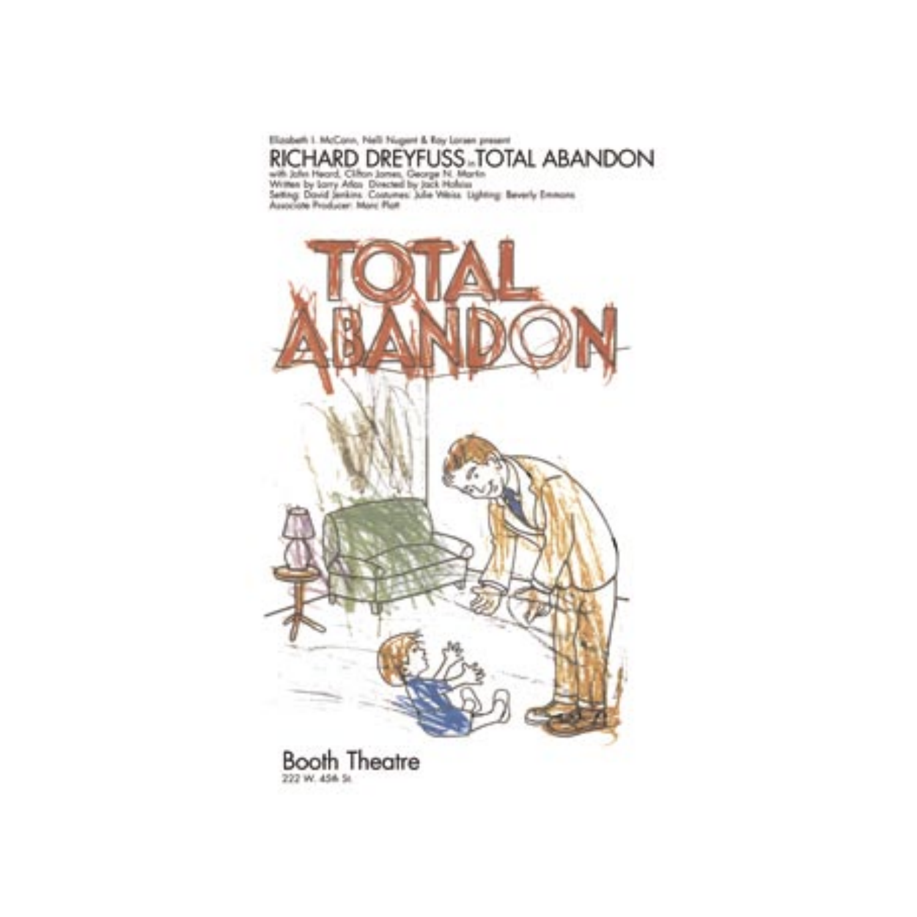Elizabeth I. McCann, Nelli Nugent & Ray Larsen present

RICHARD DREYFUSS in TOTAL ABANDON

with John Heard, Clifton James, George N. Martin
Written by Larry Atlas Directed by Jack Hofsiss
Setting: David Jenkins Costumes: Julie Weiss Lighting: Beverly Emmons
Associate Producer: Marc Platt

TOTAL ABANDON

Booth Theatre
222 W. 45th St.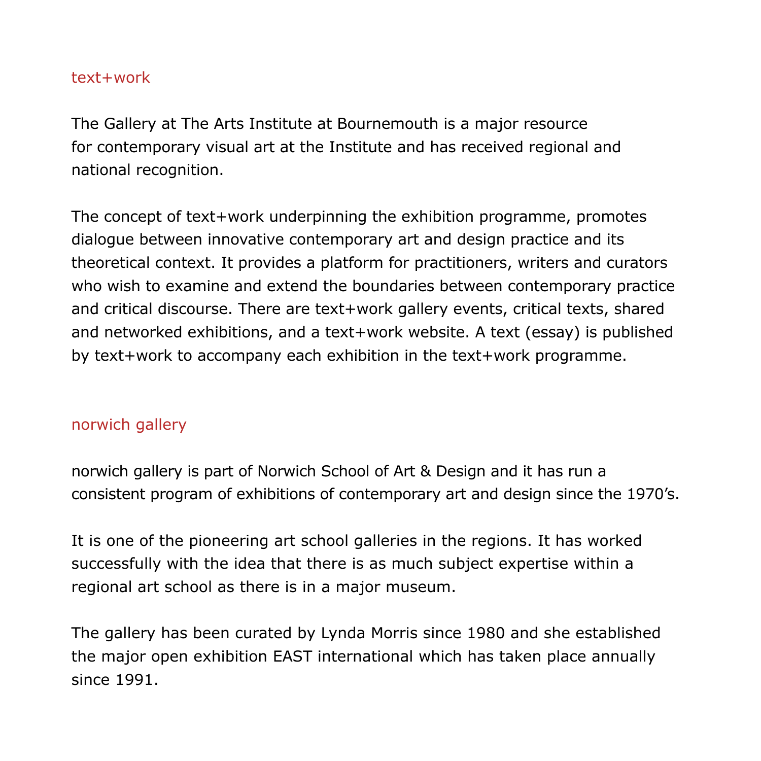## text+work

The Gallery at The Arts Institute at Bournemouth is a major resource for contemporary visual art at the Institute and has received regional and national recognition.

The concept of text+work underpinning the exhibition programme, promotes dialogue between innovative contemporary art and design practice and its theoretical context. It provides a platform for practitioners, writers and curators who wish to examine and extend the boundaries between contemporary practice and critical discourse. There are text+work gallery events, critical texts, shared and networked exhibitions, and a text+work website. A text (essay) is published by text+work to accompany each exhibition in the text+work programme.

## norwich gallery

norwich gallery is part of Norwich School of Art & Design and it has run a consistent program of exhibitions of contemporary art and design since the 1970's.

It is one of the pioneering art school galleries in the regions. It has worked successfully with the idea that there is as much subject expertise within a regional art school as there is in a major museum.

The gallery has been curated by Lynda Morris since 1980 and she established the major open exhibition EAST international which has taken place annually since 1991.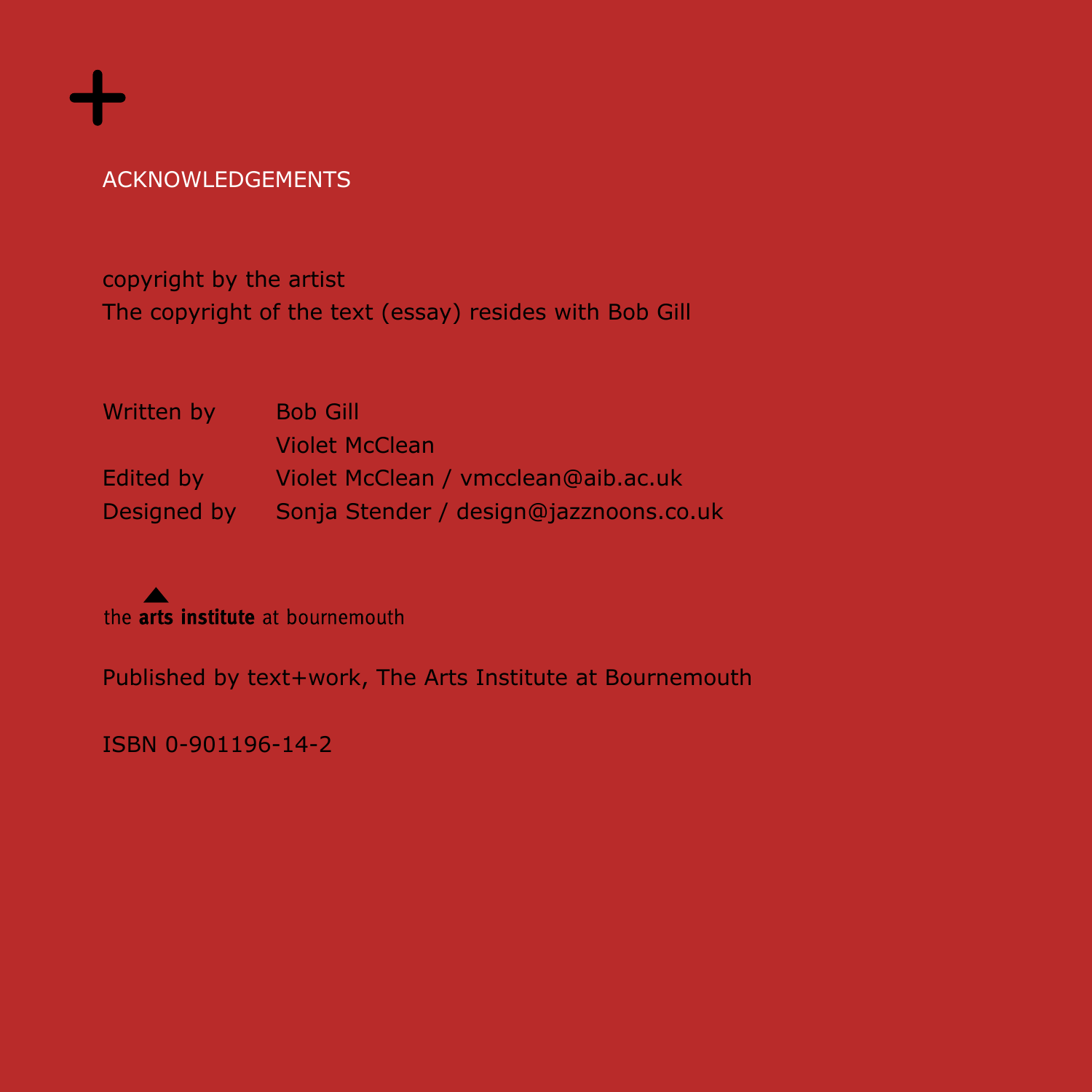+

## ACKNOWLEDGEMENTS

copyright by the artist
The copyright of the text (essay) resides with Bob Gill

| | |
|---|---|
| Written by | Bob Gill |
| | Violet McClean |
| Edited by | Violet McClean / vmcclean@aib.ac.uk |
| Designed by | Sonja Stender / design@jazznoons.co.uk |

the **arts institute** at bournemouth

Published by text+work, The Arts Institute at Bournemouth

ISBN 0-901196-14-2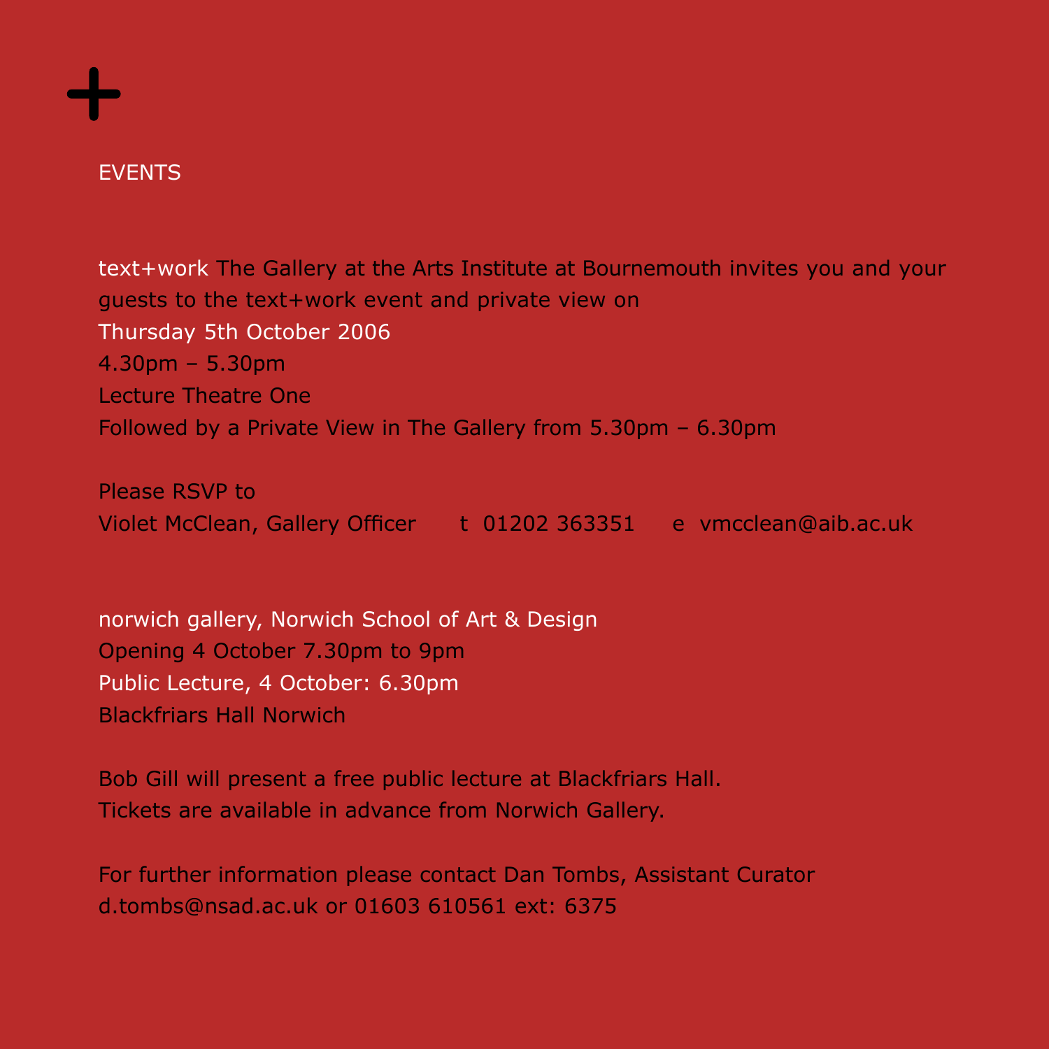+

## EVENTS

text+work The Gallery at the Arts Institute at Bournemouth invites you and your guests to the text+work event and private view on
Thursday 5th October 2006
4.30pm – 5.30pm
Lecture Theatre One
Followed by a Private View in The Gallery from 5.30pm – 6.30pm

Please RSVP to
Violet McClean, Gallery Officer    t 01202 363351    e vmcclean@aib.ac.uk

norwich gallery, Norwich School of Art & Design
Opening 4 October 7.30pm to 9pm
Public Lecture, 4 October: 6.30pm
Blackfriars Hall Norwich

Bob Gill will present a free public lecture at Blackfriars Hall.
Tickets are available in advance from Norwich Gallery.

For further information please contact Dan Tombs, Assistant Curator
d.tombs@nsad.ac.uk or 01603 610561 ext: 6375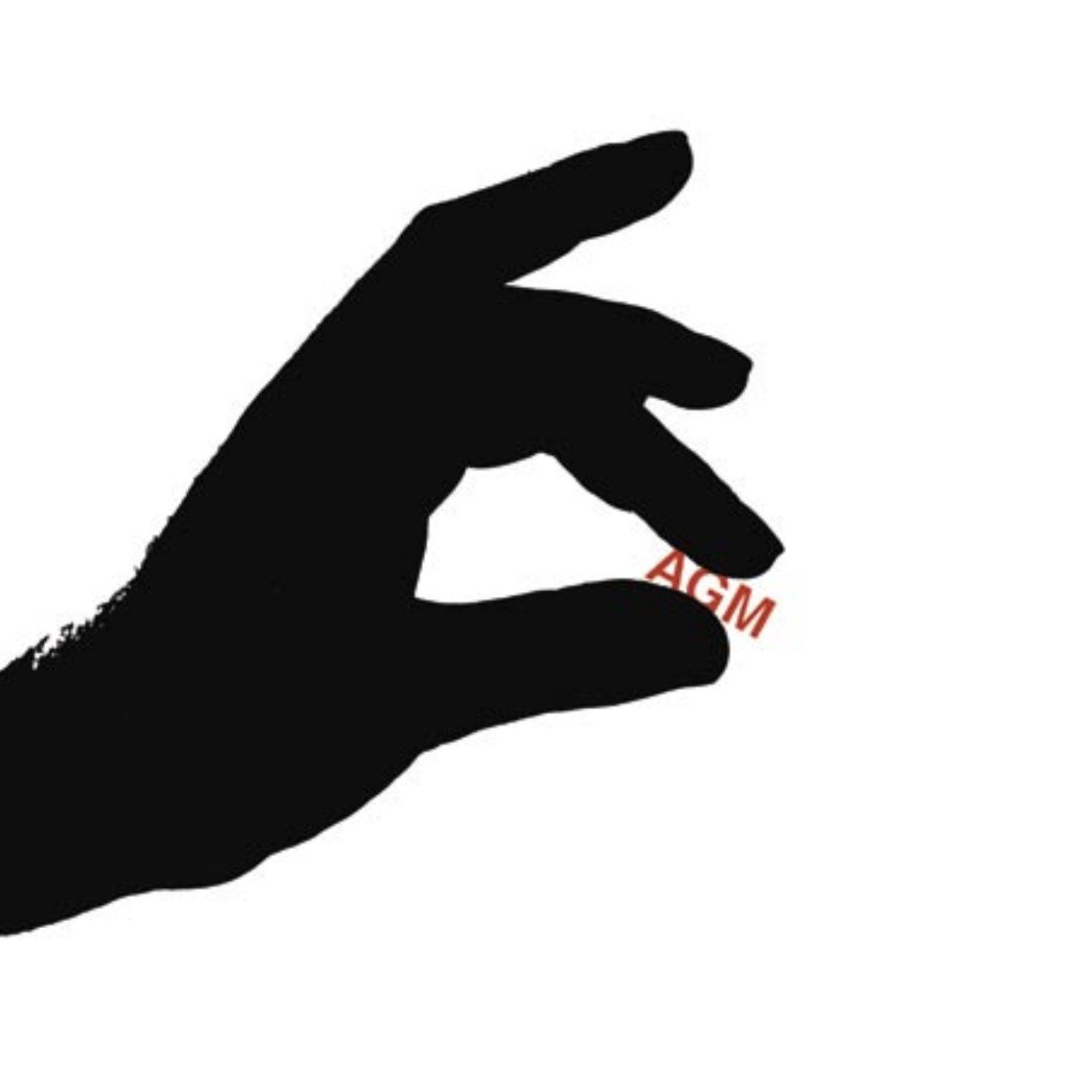AGM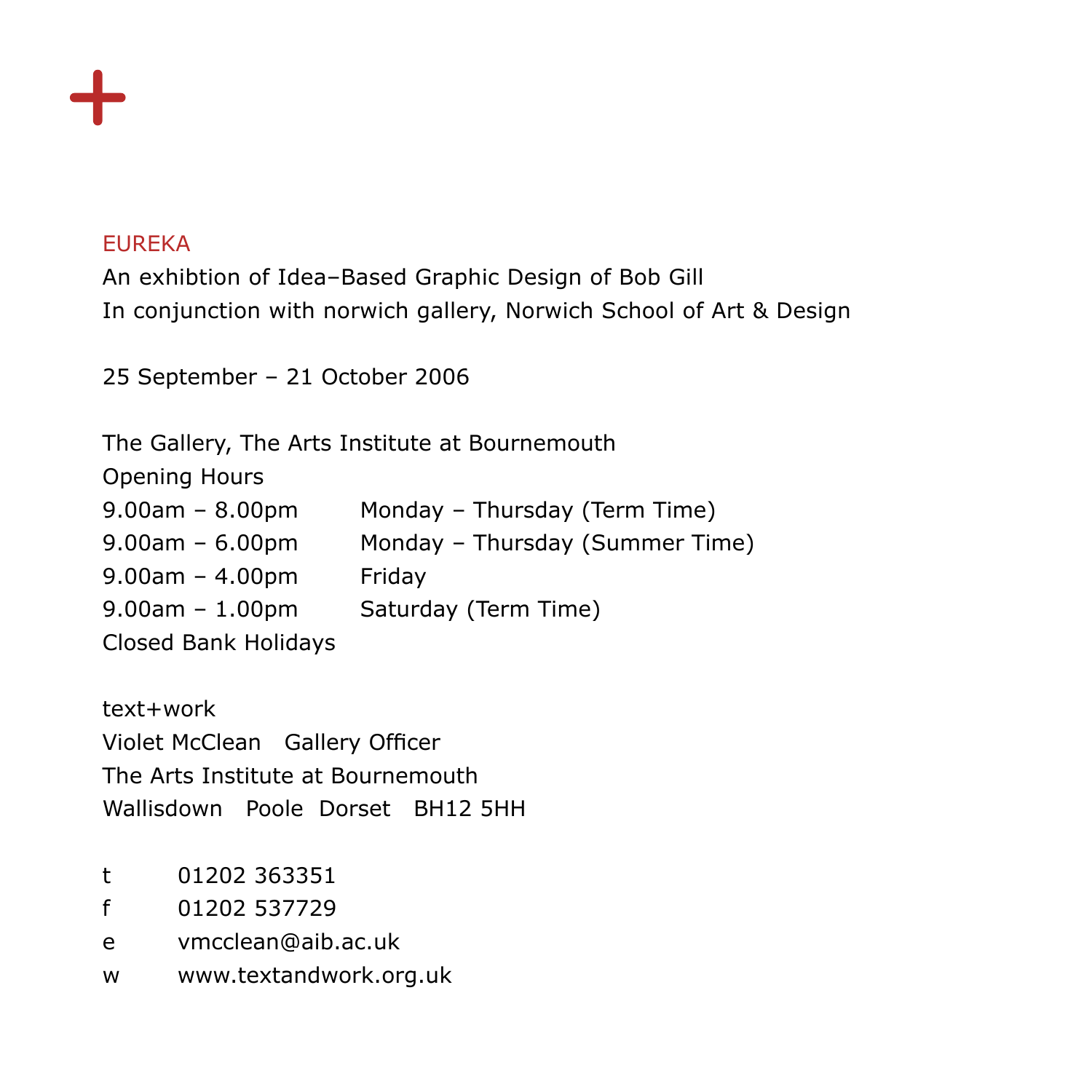+

EUREKA

An exhibtion of Idea–Based Graphic Design of Bob Gill
In conjunction with norwich gallery, Norwich School of Art & Design

25 September – 21 October 2006

The Gallery, The Arts Institute at Bournemouth
Opening Hours

| | |
|---|---|
| 9.00am – 8.00pm | Monday – Thursday (Term Time) |
| 9.00am – 6.00pm | Monday – Thursday (Summer Time) |
| 9.00am – 4.00pm | Friday |
| 9.00am – 1.00pm | Saturday (Term Time) |

Closed Bank Holidays

text+work
Violet McClean   Gallery Officer
The Arts Institute at Bournemouth
Wallisdown   Poole   Dorset   BH12 5HH

| | |
|---|---|
| t | 01202 363351 |
| f | 01202 537729 |
| e | vmcclean@aib.ac.uk |
| w | www.textandwork.org.uk |